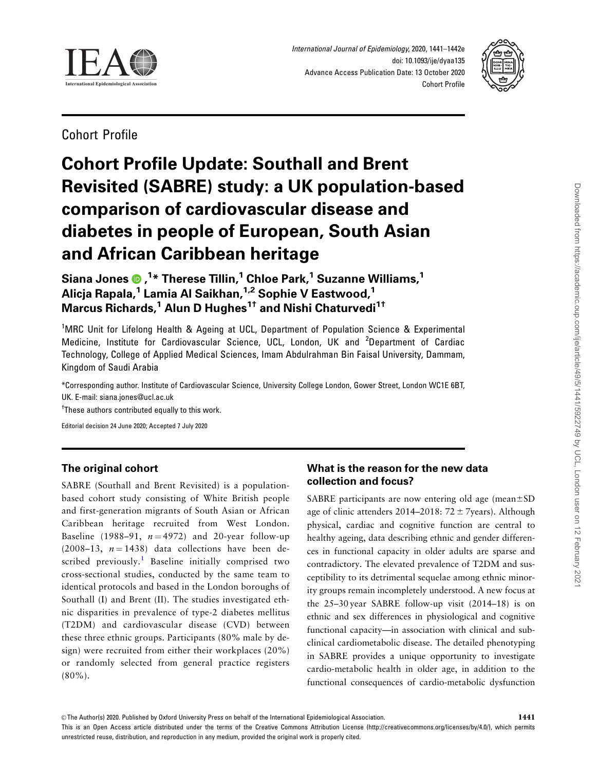Cohort Profile

# Cohort Profile Update: Southall and Brent Revisited (SABRE) study: a UK population-based comparison of cardiovascular disease and diabetes in people of European, South Asian and African Caribbean heritage

**Siana Jones ,[1]\* Therese Tillin,[1] Chloe Park,[1] Suzanne Williams,[1] Alicja Rapala,[1] Lamia Al Saikhan,[1,2] Sophie V Eastwood,[1] Marcus Richards,[1] Alun D Hughes[1†] and Nishi Chaturvedi[1†]**

[1]MRC Unit for Lifelong Health & Ageing at UCL, Department of Population Science & Experimental Medicine, Institute for Cardiovascular Science, UCL, London, UK and [2]Department of Cardiac Technology, College of Applied Medical Sciences, Imam Abdulrahman Bin Faisal University, Dammam, Kingdom of Saudi Arabia

\*Corresponding author. Institute of Cardiovascular Science, University College London, Gower Street, London WC1E 6BT, UK. E-mail: siana.jones@ucl.ac.uk

[†]These authors contributed equally to this work.

Editorial decision 24 June 2020; Accepted 7 July 2020

## The original cohort

SABRE (Southall and Brent Revisited) is a population-based cohort study consisting of White British people and first-generation migrants of South Asian or African Caribbean heritage recruited from West London. Baseline (1988–91, $n = 4972$) and 20-year follow-up (2008–13, $n = 1438$) data collections have been described previously.[1] Baseline initially comprised two cross-sectional studies, conducted by the same team to identical protocols and based in the London boroughs of Southall (I) and Brent (II). The studies investigated ethnic disparities in prevalence of type-2 diabetes mellitus (T2DM) and cardiovascular disease (CVD) between these three ethnic groups. Participants (80% male by design) were recruited from either their workplaces (20%) or randomly selected from general practice registers (80%).

## What is the reason for the new data collection and focus?

SABRE participants are now entering old age (mean±SD age of clinic attenders 2014–2018: 72 ± 7years). Although physical, cardiac and cognitive function are central to healthy ageing, data describing ethnic and gender differences in functional capacity in older adults are sparse and contradictory. The elevated prevalence of T2DM and susceptibility to its detrimental sequelae among ethnic minority groups remain incompletely understood. A new focus at the 25–30 year SABRE follow-up visit (2014–18) is on ethnic and sex differences in physiological and cognitive functional capacity—in association with clinical and subclinical cardiometabolic disease. The detailed phenotyping in SABRE provides a unique opportunity to investigate cardio-metabolic health in older age, in addition to the functional consequences of cardio-metabolic dysfunction

© The Author(s) 2020. Published by Oxford University Press on behalf of the International Epidemiological Association.

This is an Open Access article distributed under the terms of the Creative Commons Attribution License (http://creativecommons.org/licenses/by/4.0/), which permits unrestricted reuse, distribution, and reproduction in any medium, provided the original work is properly cited.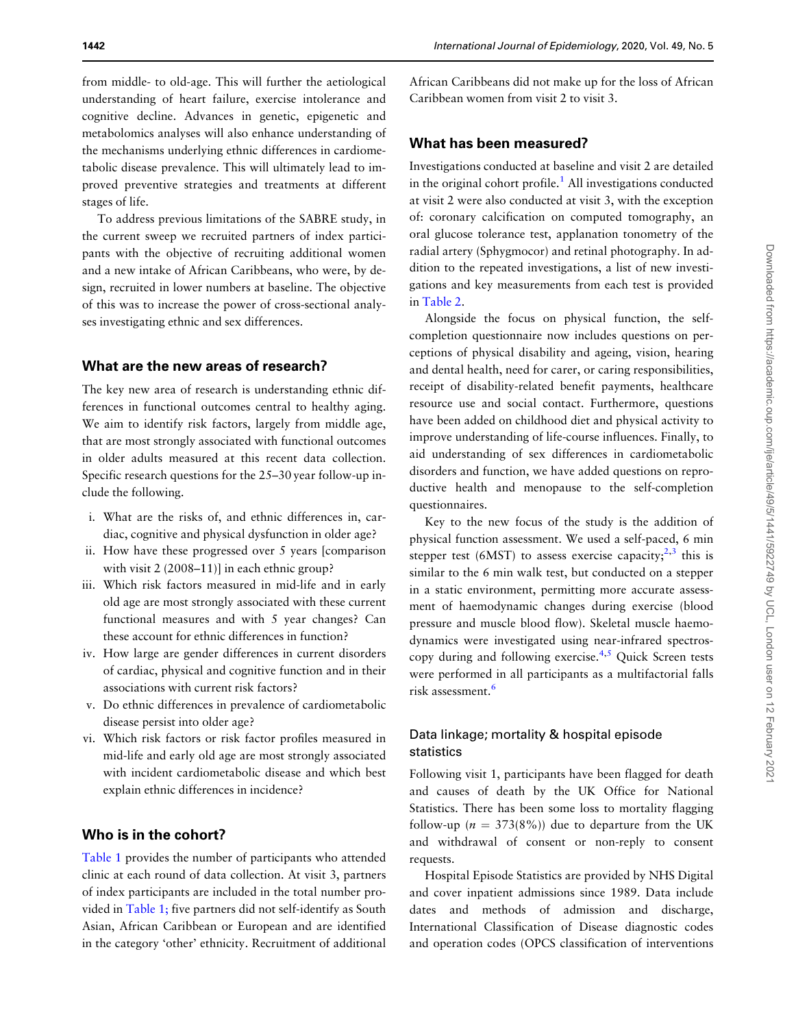from middle- to old-age. This will further the aetiological understanding of heart failure, exercise intolerance and cognitive decline. Advances in genetic, epigenetic and metabolomics analyses will also enhance understanding of the mechanisms underlying ethnic differences in cardiometabolic disease prevalence. This will ultimately lead to improved preventive strategies and treatments at different stages of life.

To address previous limitations of the SABRE study, in the current sweep we recruited partners of index participants with the objective of recruiting additional women and a new intake of African Caribbeans, who were, by design, recruited in lower numbers at baseline. The objective of this was to increase the power of cross-sectional analyses investigating ethnic and sex differences.

## What are the new areas of research?

The key new area of research is understanding ethnic differences in functional outcomes central to healthy aging. We aim to identify risk factors, largely from middle age, that are most strongly associated with functional outcomes in older adults measured at this recent data collection. Specific research questions for the 25–30 year follow-up include the following.

i. What are the risks of, and ethnic differences in, cardiac, cognitive and physical dysfunction in older age?
ii. How have these progressed over 5 years [comparison with visit 2 (2008–11)] in each ethnic group?
iii. Which risk factors measured in mid-life and in early old age are most strongly associated with these current functional measures and with 5 year changes? Can these account for ethnic differences in function?
iv. How large are gender differences in current disorders of cardiac, physical and cognitive function and in their associations with current risk factors?
v. Do ethnic differences in prevalence of cardiometabolic disease persist into older age?
vi. Which risk factors or risk factor profiles measured in mid-life and early old age are most strongly associated with incident cardiometabolic disease and which best explain ethnic differences in incidence?

## Who is in the cohort?

Table 1 provides the number of participants who attended clinic at each round of data collection. At visit 3, partners of index participants are included in the total number provided in Table 1; five partners did not self-identify as South Asian, African Caribbean or European and are identified in the category 'other' ethnicity. Recruitment of additional African Caribbeans did not make up for the loss of African Caribbean women from visit 2 to visit 3.

## What has been measured?

Investigations conducted at baseline and visit 2 are detailed in the original cohort profile.[1] All investigations conducted at visit 2 were also conducted at visit 3, with the exception of: coronary calcification on computed tomography, an oral glucose tolerance test, applanation tonometry of the radial artery (Sphygmocor) and retinal photography. In addition to the repeated investigations, a list of new investigations and key measurements from each test is provided in Table 2.

Alongside the focus on physical function, the self-completion questionnaire now includes questions on perceptions of physical disability and ageing, vision, hearing and dental health, need for carer, or caring responsibilities, receipt of disability-related benefit payments, healthcare resource use and social contact. Furthermore, questions have been added on childhood diet and physical activity to improve understanding of life-course influences. Finally, to aid understanding of sex differences in cardiometabolic disorders and function, we have added questions on reproductive health and menopause to the self-completion questionnaires.

Key to the new focus of the study is the addition of physical function assessment. We used a self-paced, 6 min stepper test (6MST) to assess exercise capacity;[2,3] this is similar to the 6 min walk test, but conducted on a stepper in a static environment, permitting more accurate assessment of haemodynamic changes during exercise (blood pressure and muscle blood flow). Skeletal muscle haemodynamics were investigated using near-infrared spectroscopy during and following exercise.[4,5] Quick Screen tests were performed in all participants as a multifactorial falls risk assessment.[6]

### Data linkage; mortality & hospital episode statistics

Following visit 1, participants have been flagged for death and causes of death by the UK Office for National Statistics. There has been some loss to mortality flagging follow-up ($n$ = 373(8%)) due to departure from the UK and withdrawal of consent or non-reply to consent requests.

Hospital Episode Statistics are provided by NHS Digital and cover inpatient admissions since 1989. Data include dates and methods of admission and discharge, International Classification of Disease diagnostic codes and operation codes (OPCS classification of interventions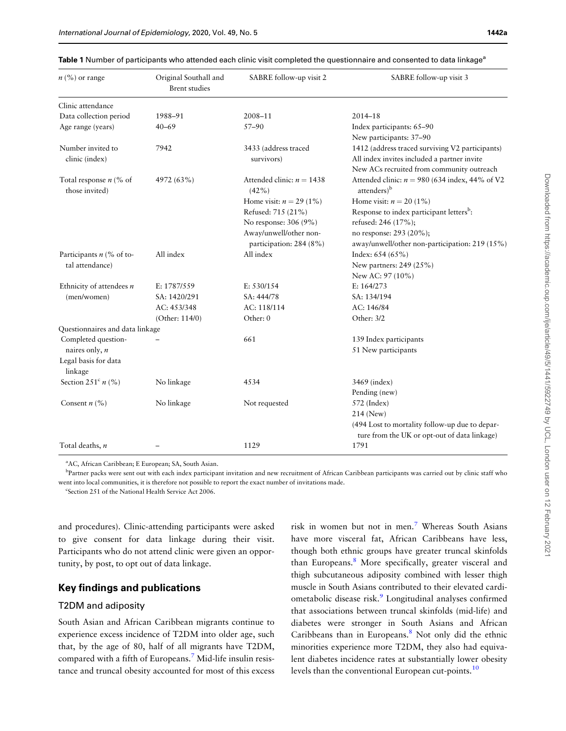**Table 1** Number of participants who attended each clinic visit completed the questionnaire and consented to data linkage[a]

| $n$ (%) or range | Original Southall and Brent studies | SABRE follow-up visit 2 | SABRE follow-up visit 3 |
|---|---|---|---|
| Clinic attendance | | | |
| Data collection period | 1988–91 | 2008–11 | 2014–18 |
| Age range (years) | 40–69 | 57–90 | Index participants: 65–90<br>New participants: 37–90 |
| Number invited to clinic (index) | 7942 | 3433 (address traced survivors) | 1412 (address traced surviving V2 participants)<br>All index invites included a partner invite<br>New ACs recruited from community outreach |
| Total response $n$ (% of those invited) | 4972 (63%) | Attended clinic: $n = 1438$ (42%)<br>Home visit: $n = 29$ (1%)<br>Refused: 715 (21%)<br>No response: 306 (9%)<br>Away/unwell/other non-participation: 284 (8%) | Attended clinic: $n = 980$ (634 index, 44% of V2 attenders)[b]<br>Home visit: $n = 20$ (1%)<br>Response to index participant letters[b]:<br>refused: 246 (17%);<br>no response: 293 (20%);<br>away/unwell/other non-participation: 219 (15%) |
| Participants $n$ (% of total attendance) | All index | All index | Index: 654 (65%)<br>New partners: 249 (25%)<br>New AC: 97 (10%) |
| Ethnicity of attendees $n$ (men/women) | E: 1787/559<br>SA: 1420/291<br>AC: 453/348<br>(Other: 114/0) | E: 530/154<br>SA: 444/78<br>AC: 118/114<br>Other: 0 | E: 164/273<br>SA: 134/194<br>AC: 146/84<br>Other: 3/2 |
| Questionnaires and data linkage | | | |
| Completed questionnaires only, $n$ | – | 661 | 139 Index participants<br>51 New participants |
| Legal basis for data linkage | | | |
| Section 251[c] $n$ (%) | No linkage | 4534 | 3469 (index)<br>Pending (new) |
| Consent $n$ (%) | No linkage | Not requested | 572 (Index)<br>214 (New)<br>(494 Lost to mortality follow-up due to departure from the UK or opt-out of data linkage) |
| Total deaths, $n$ | – | 1129 | 1791 |

[a]AC, African Caribbean; E European; SA, South Asian.

[b]Partner packs were sent out with each index participant invitation and new recruitment of African Caribbean participants was carried out by clinic staff who went into local communities, it is therefore not possible to report the exact number of invitations made.

[c]Section 251 of the National Health Service Act 2006.

and procedures). Clinic-attending participants were asked to give consent for data linkage during their visit. Participants who do not attend clinic were given an opportunity, by post, to opt out of data linkage.

## Key findings and publications

### T2DM and adiposity

South Asian and African Caribbean migrants continue to experience excess incidence of T2DM into older age, such that, by the age of 80, half of all migrants have T2DM, compared with a fifth of Europeans.[7] Mid-life insulin resistance and truncal obesity accounted for most of this excess risk in women but not in men.[7] Whereas South Asians have more visceral fat, African Caribbeans have less, though both ethnic groups have greater truncal skinfolds than Europeans.[8] More specifically, greater visceral and thigh subcutaneous adiposity combined with lesser thigh muscle in South Asians contributed to their elevated cardiometabolic disease risk.[9] Longitudinal analyses confirmed that associations between truncal skinfolds (mid-life) and diabetes were stronger in South Asians and African Caribbeans than in Europeans.[8] Not only did the ethnic minorities experience more T2DM, they also had equivalent diabetes incidence rates at substantially lower obesity levels than the conventional European cut-points.[10]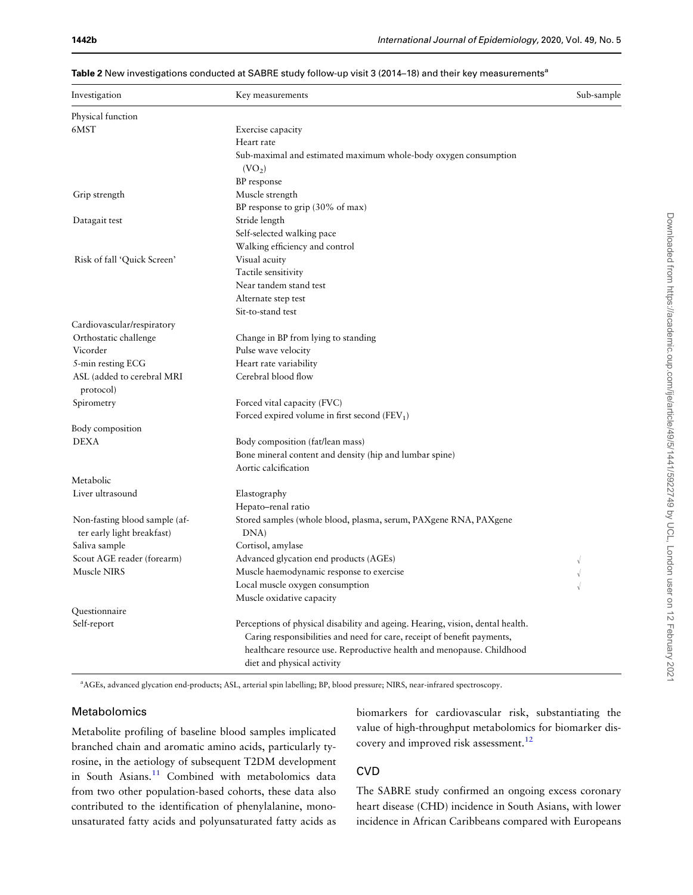**Table 2** New investigations conducted at SABRE study follow-up visit 3 (2014–18) and their key measurements[a]

| Investigation | Key measurements | Sub-sample |
|---|---|---|
| Physical function | | |
| 6MST | Exercise capacity | |
| | Heart rate | |
| | Sub-maximal and estimated maximum whole-body oxygen consumption ($VO_2$) | |
| | BP response | |
| Grip strength | Muscle strength | |
| | BP response to grip (30% of max) | |
| Datagait test | Stride length | |
| | Self-selected walking pace | |
| | Walking efficiency and control | |
| Risk of fall 'Quick Screen' | Visual acuity | |
| | Tactile sensitivity | |
| | Near tandem stand test | |
| | Alternate step test | |
| | Sit-to-stand test | |
| Cardiovascular/respiratory | | |
| Orthostatic challenge | Change in BP from lying to standing | |
| Vicorder | Pulse wave velocity | |
| 5-min resting ECG | Heart rate variability | |
| ASL (added to cerebral MRI protocol) | Cerebral blood flow | |
| Spirometry | Forced vital capacity (FVC) | |
| | Forced expired volume in first second ($FEV_1$) | |
| Body composition | | |
| DEXA | Body composition (fat/lean mass) | |
| | Bone mineral content and density (hip and lumbar spine) | |
| | Aortic calcification | |
| Metabolic | | |
| Liver ultrasound | Elastography | |
| | Hepato–renal ratio | |
| Non-fasting blood sample (after early light breakfast) | Stored samples (whole blood, plasma, serum, PAXgene RNA, PAXgene DNA) | |
| Saliva sample | Cortisol, amylase | |
| Scout AGE reader (forearm) | Advanced glycation end products (AGEs) | √ |
| Muscle NIRS | Muscle haemodynamic response to exercise | √ |
| | Local muscle oxygen consumption | √ |
| | Muscle oxidative capacity | |
| Questionnaire | | |
| Self-report | Perceptions of physical disability and ageing. Hearing, vision, dental health. Caring responsibilities and need for care, receipt of benefit payments, healthcare resource use. Reproductive health and menopause. Childhood diet and physical activity | |

[a]AGEs, advanced glycation end-products; ASL, arterial spin labelling; BP, blood pressure; NIRS, near-infrared spectroscopy.

## Metabolomics

Metabolite profiling of baseline blood samples implicated branched chain and aromatic amino acids, particularly tyrosine, in the aetiology of subsequent T2DM development in South Asians.[11] Combined with metabolomics data from two other population-based cohorts, these data also contributed to the identification of phenylalanine, monounsaturated fatty acids and polyunsaturated fatty acids as biomarkers for cardiovascular risk, substantiating the value of high-throughput metabolomics for biomarker discovery and improved risk assessment.[12]

## CVD

The SABRE study confirmed an ongoing excess coronary heart disease (CHD) incidence in South Asians, with lower incidence in African Caribbeans compared with Europeans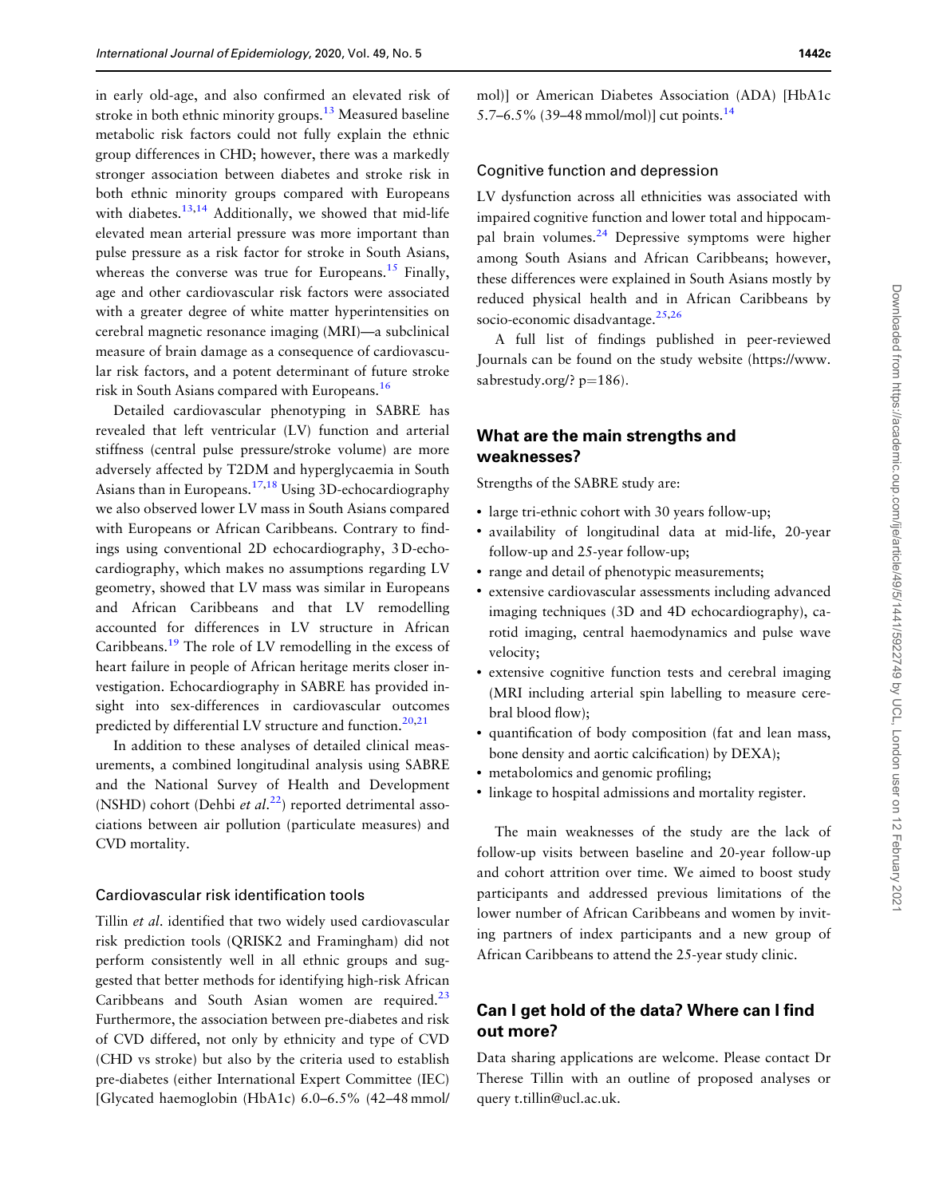in early old-age, and also confirmed an elevated risk of stroke in both ethnic minority groups.[13] Measured baseline metabolic risk factors could not fully explain the ethnic group differences in CHD; however, there was a markedly stronger association between diabetes and stroke risk in both ethnic minority groups compared with Europeans with diabetes.[13,14] Additionally, we showed that mid-life elevated mean arterial pressure was more important than pulse pressure as a risk factor for stroke in South Asians, whereas the converse was true for Europeans.[15] Finally, age and other cardiovascular risk factors were associated with a greater degree of white matter hyperintensities on cerebral magnetic resonance imaging (MRI)—a subclinical measure of brain damage as a consequence of cardiovascular risk factors, and a potent determinant of future stroke risk in South Asians compared with Europeans.[16]

Detailed cardiovascular phenotyping in SABRE has revealed that left ventricular (LV) function and arterial stiffness (central pulse pressure/stroke volume) are more adversely affected by T2DM and hyperglycaemia in South Asians than in Europeans.[17,18] Using 3D-echocardiography we also observed lower LV mass in South Asians compared with Europeans or African Caribbeans. Contrary to findings using conventional 2D echocardiography, 3 D-echocardiography, which makes no assumptions regarding LV geometry, showed that LV mass was similar in Europeans and African Caribbeans and that LV remodelling accounted for differences in LV structure in African Caribbeans.[19] The role of LV remodelling in the excess of heart failure in people of African heritage merits closer investigation. Echocardiography in SABRE has provided insight into sex-differences in cardiovascular outcomes predicted by differential LV structure and function.[20,21]

In addition to these analyses of detailed clinical measurements, a combined longitudinal analysis using SABRE and the National Survey of Health and Development (NSHD) cohort (Dehbi *et al.*[22]) reported detrimental associations between air pollution (particulate measures) and CVD mortality.

### Cardiovascular risk identification tools

Tillin *et al.* identified that two widely used cardiovascular risk prediction tools (QRISK2 and Framingham) did not perform consistently well in all ethnic groups and suggested that better methods for identifying high-risk African Caribbeans and South Asian women are required.[23] Furthermore, the association between pre-diabetes and risk of CVD differed, not only by ethnicity and type of CVD (CHD vs stroke) but also by the criteria used to establish pre-diabetes (either International Expert Committee (IEC) [Glycated haemoglobin (HbA1c) 6.0–6.5% (42–48 mmol/mol)] or American Diabetes Association (ADA) [HbA1c 5.7–6.5% (39–48 mmol/mol)] cut points.[14]

### Cognitive function and depression

LV dysfunction across all ethnicities was associated with impaired cognitive function and lower total and hippocampal brain volumes.[24] Depressive symptoms were higher among South Asians and African Caribbeans; however, these differences were explained in South Asians mostly by reduced physical health and in African Caribbeans by socio-economic disadvantage.[25,26]

A full list of findings published in peer-reviewed Journals can be found on the study website (https://www.sabrestudy.org/? p=186).

## What are the main strengths and weaknesses?

Strengths of the SABRE study are:

- large tri-ethnic cohort with 30 years follow-up;
- availability of longitudinal data at mid-life, 20-year follow-up and 25-year follow-up;
- range and detail of phenotypic measurements;
- extensive cardiovascular assessments including advanced imaging techniques (3D and 4D echocardiography), carotid imaging, central haemodynamics and pulse wave velocity;
- extensive cognitive function tests and cerebral imaging (MRI including arterial spin labelling to measure cerebral blood flow);
- quantification of body composition (fat and lean mass, bone density and aortic calcification) by DEXA);
- metabolomics and genomic profiling;
- linkage to hospital admissions and mortality register.

The main weaknesses of the study are the lack of follow-up visits between baseline and 20-year follow-up and cohort attrition over time. We aimed to boost study participants and addressed previous limitations of the lower number of African Caribbeans and women by inviting partners of index participants and a new group of African Caribbeans to attend the 25-year study clinic.

## Can I get hold of the data? Where can I find out more?

Data sharing applications are welcome. Please contact Dr Therese Tillin with an outline of proposed analyses or query t.tillin@ucl.ac.uk.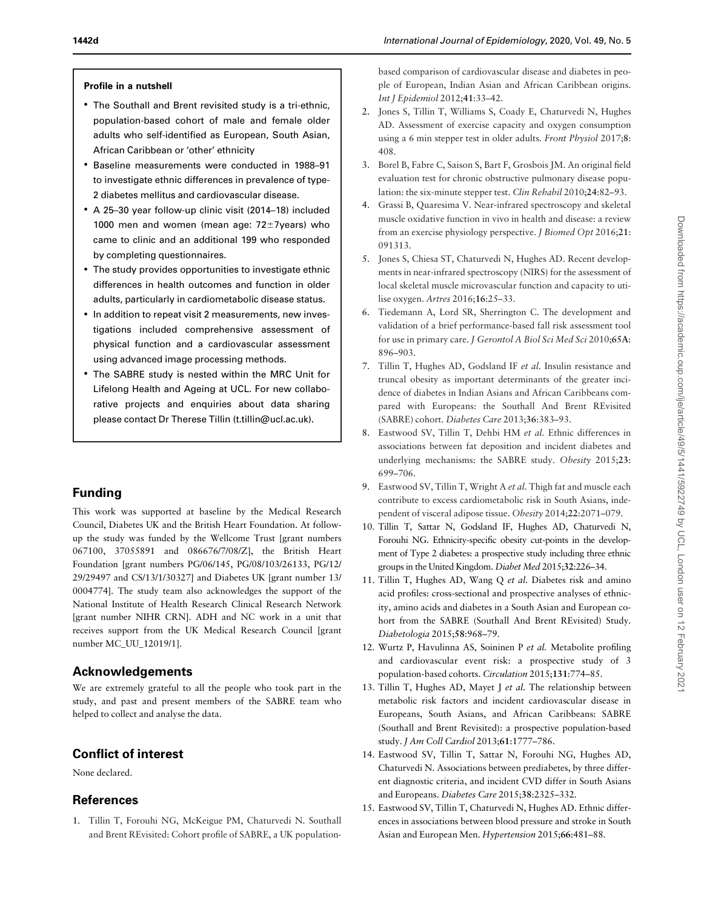### Profile in a nutshell

- The Southall and Brent revisited study is a tri-ethnic, population-based cohort of male and female older adults who self-identified as European, South Asian, African Caribbean or 'other' ethnicity
- Baseline measurements were conducted in 1988–91 to investigate ethnic differences in prevalence of type-2 diabetes mellitus and cardiovascular disease.
- A 25–30 year follow-up clinic visit (2014–18) included 1000 men and women (mean age: 72±7years) who came to clinic and an additional 199 who responded by completing questionnaires.
- The study provides opportunities to investigate ethnic differences in health outcomes and function in older adults, particularly in cardiometabolic disease status.
- In addition to repeat visit 2 measurements, new investigations included comprehensive assessment of physical function and a cardiovascular assessment using advanced image processing methods.
- The SABRE study is nested within the MRC Unit for Lifelong Health and Ageing at UCL. For new collaborative projects and enquiries about data sharing please contact Dr Therese Tillin (t.tillin@ucl.ac.uk).

## Funding

This work was supported at baseline by the Medical Research Council, Diabetes UK and the British Heart Foundation. At follow-up the study was funded by the Wellcome Trust [grant numbers 067100, 37055891 and 086676/7/08/Z], the British Heart Foundation [grant numbers PG/06/145, PG/08/103/26133, PG/12/29/29497 and CS/13/1/30327] and Diabetes UK [grant number 13/0004774]. The study team also acknowledges the support of the National Institute of Health Research Clinical Research Network [grant number NIHR CRN]. ADH and NC work in a unit that receives support from the UK Medical Research Council [grant number MC_UU_12019/1].

## Acknowledgements

We are extremely grateful to all the people who took part in the study, and past and present members of the SABRE team who helped to collect and analyse the data.

## Conflict of interest

None declared.

## References

1. Tillin T, Forouhi NG, McKeigue PM, Chaturvedi N. Southall and Brent REvisited: Cohort profile of SABRE, a UK population-based comparison of cardiovascular disease and diabetes in people of European, Indian Asian and African Caribbean origins. *Int J Epidemiol* 2012;**41**:33–42.
2. Jones S, Tillin T, Williams S, Coady E, Chaturvedi N, Hughes AD. Assessment of exercise capacity and oxygen consumption using a 6 min stepper test in older adults. *Front Physiol* 2017;**8**:408.
3. Borel B, Fabre C, Saison S, Bart F, Grosbois JM. An original field evaluation test for chronic obstructive pulmonary disease population: the six-minute stepper test. *Clin Rehabil* 2010;**24**:82–93.
4. Grassi B, Quaresima V. Near-infrared spectroscopy and skeletal muscle oxidative function in vivo in health and disease: a review from an exercise physiology perspective. *J Biomed Opt* 2016;**21**:091313.
5. Jones S, Chiesa ST, Chaturvedi N, Hughes AD. Recent developments in near-infrared spectroscopy (NIRS) for the assessment of local skeletal muscle microvascular function and capacity to utilise oxygen. *Artres* 2016;**16**:25–33.
6. Tiedemann A, Lord SR, Sherrington C. The development and validation of a brief performance-based fall risk assessment tool for use in primary care. *J Gerontol A Biol Sci Med Sci* 2010;**65A**:896–903.
7. Tillin T, Hughes AD, Godsland IF *et al.* Insulin resistance and truncal obesity as important determinants of the greater incidence of diabetes in Indian Asians and African Caribbeans compared with Europeans: the Southall And Brent REvisited (SABRE) cohort. *Diabetes Care* 2013;**36**:383–93.
8. Eastwood SV, Tillin T, Dehbi HM *et al.* Ethnic differences in associations between fat deposition and incident diabetes and underlying mechanisms: the SABRE study. *Obesity* 2015;**23**:699–706.
9. Eastwood SV, Tillin T, Wright A *et al.* Thigh fat and muscle each contribute to excess cardiometabolic risk in South Asians, independent of visceral adipose tissue. *Obesity* 2014;**22**:2071–079.
10. Tillin T, Sattar N, Godsland IF, Hughes AD, Chaturvedi N, Forouhi NG. Ethnicity-specific obesity cut-points in the development of Type 2 diabetes: a prospective study including three ethnic groups in the United Kingdom. *Diabet Med* 2015;**32**:226–34.
11. Tillin T, Hughes AD, Wang Q *et al.* Diabetes risk and amino acid profiles: cross-sectional and prospective analyses of ethnicity, amino acids and diabetes in a South Asian and European cohort from the SABRE (Southall And Brent REvisited) Study. *Diabetologia* 2015;**58**:968–79.
12. Wurtz P, Havulinna AS, Soininen P *et al.* Metabolite profiling and cardiovascular event risk: a prospective study of 3 population-based cohorts. *Circulation* 2015;**131**:774–85.
13. Tillin T, Hughes AD, Mayet J *et al.* The relationship between metabolic risk factors and incident cardiovascular disease in Europeans, South Asians, and African Caribbeans: SABRE (Southall and Brent Revisited): a prospective population-based study. *J Am Coll Cardiol* 2013;**61**:1777–786.
14. Eastwood SV, Tillin T, Sattar N, Forouhi NG, Hughes AD, Chaturvedi N. Associations between prediabetes, by three different diagnostic criteria, and incident CVD differ in South Asians and Europeans. *Diabetes Care* 2015;**38**:2325–332.
15. Eastwood SV, Tillin T, Chaturvedi N, Hughes AD. Ethnic differences in associations between blood pressure and stroke in South Asian and European Men. *Hypertension* 2015;**66**:481–88.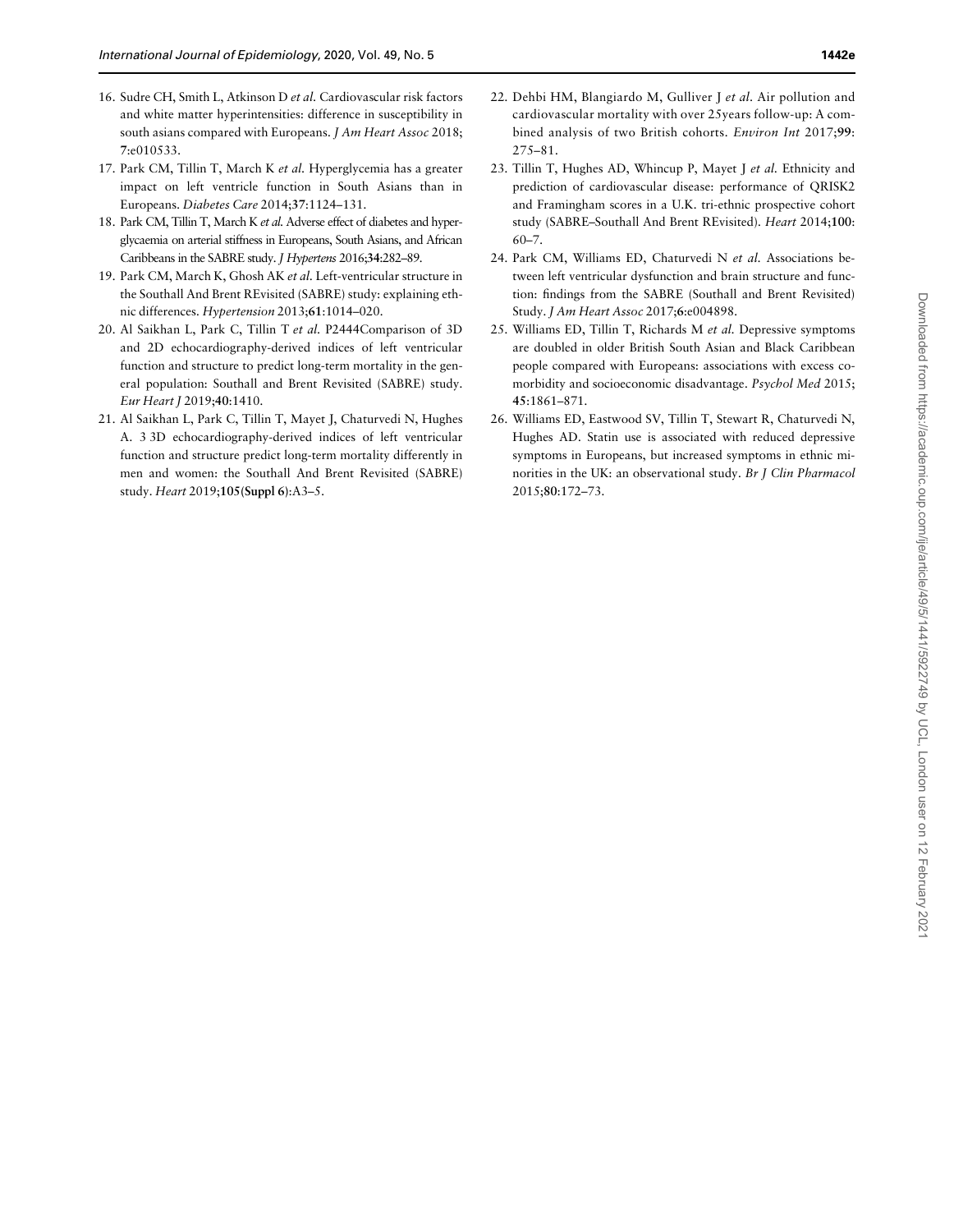16. Sudre CH, Smith L, Atkinson D *et al.* Cardiovascular risk factors and white matter hyperintensities: difference in susceptibility in south asians compared with Europeans. *J Am Heart Assoc* 2018; **7**:e010533.
17. Park CM, Tillin T, March K *et al.* Hyperglycemia has a greater impact on left ventricle function in South Asians than in Europeans. *Diabetes Care* 2014;**37**:1124–131.
18. Park CM, Tillin T, March K *et al.* Adverse effect of diabetes and hyperglycaemia on arterial stiffness in Europeans, South Asians, and African Caribbeans in the SABRE study. *J Hypertens* 2016;**34**:282–89.
19. Park CM, March K, Ghosh AK *et al.* Left-ventricular structure in the Southall And Brent REvisited (SABRE) study: explaining ethnic differences. *Hypertension* 2013;**61**:1014–020.
20. Al Saikhan L, Park C, Tillin T *et al.* P2444Comparison of 3D and 2D echocardiography-derived indices of left ventricular function and structure to predict long-term mortality in the general population: Southall and Brent Revisited (SABRE) study. *Eur Heart J* 2019;**40**:1410.
21. Al Saikhan L, Park C, Tillin T, Mayet J, Chaturvedi N, Hughes A. 3 3D echocardiography-derived indices of left ventricular function and structure predict long-term mortality differently in men and women: the Southall And Brent Revisited (SABRE) study. *Heart* 2019;**105(Suppl 6)**:A3–5.
22. Dehbi HM, Blangiardo M, Gulliver J *et al.* Air pollution and cardiovascular mortality with over 25years follow-up: A combined analysis of two British cohorts. *Environ Int* 2017;**99**: 275–81.
23. Tillin T, Hughes AD, Whincup P, Mayet J *et al.* Ethnicity and prediction of cardiovascular disease: performance of QRISK2 and Framingham scores in a U.K. tri-ethnic prospective cohort study (SABRE–Southall And Brent REvisited). *Heart* 2014;**100**: 60–7.
24. Park CM, Williams ED, Chaturvedi N *et al.* Associations between left ventricular dysfunction and brain structure and function: findings from the SABRE (Southall and Brent Revisited) Study. *J Am Heart Assoc* 2017;**6**:e004898.
25. Williams ED, Tillin T, Richards M *et al.* Depressive symptoms are doubled in older British South Asian and Black Caribbean people compared with Europeans: associations with excess co-morbidity and socioeconomic disadvantage. *Psychol Med* 2015; **45**:1861–871.
26. Williams ED, Eastwood SV, Tillin T, Stewart R, Chaturvedi N, Hughes AD. Statin use is associated with reduced depressive symptoms in Europeans, but increased symptoms in ethnic minorities in the UK: an observational study. *Br J Clin Pharmacol* 2015;**80**:172–73.